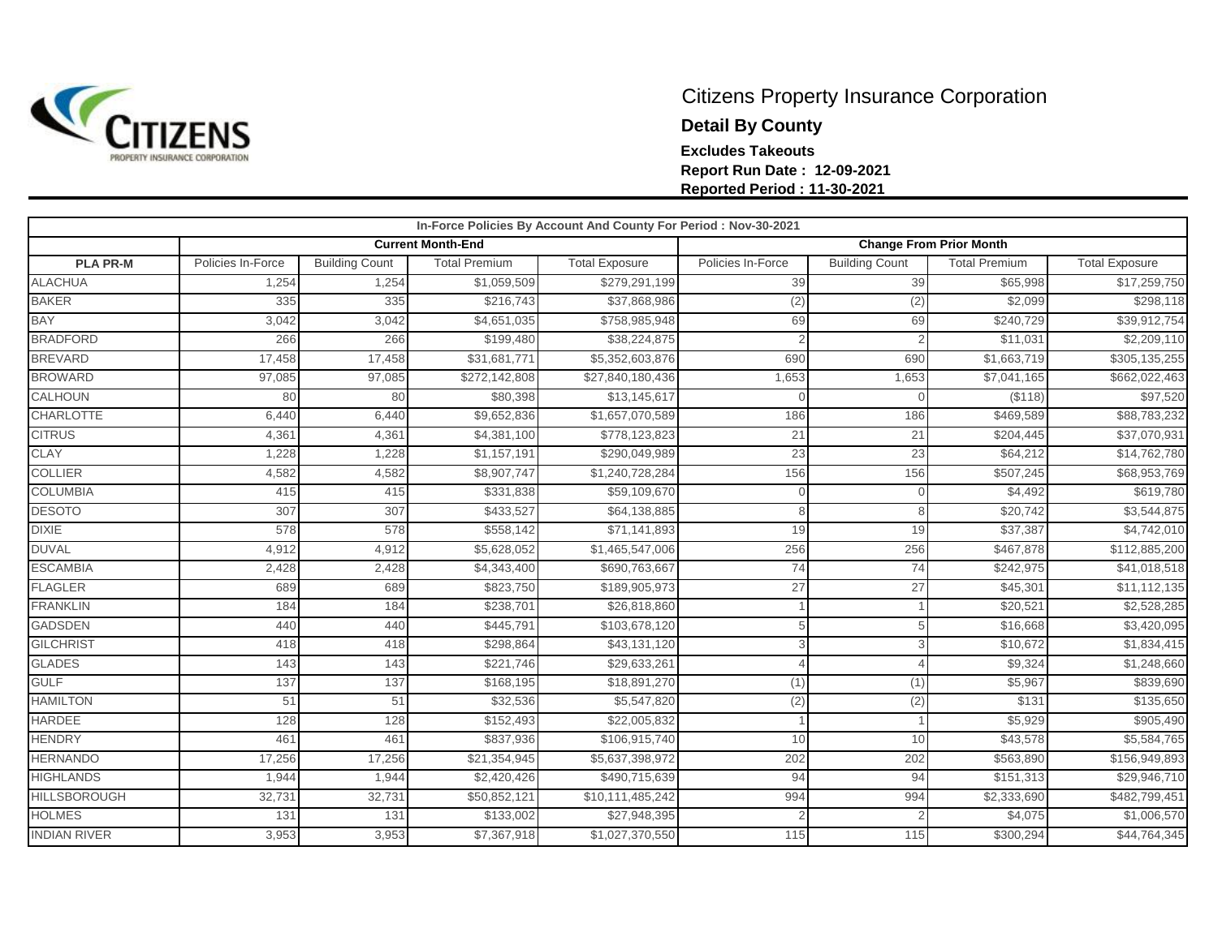# Citizens Property Insurance Corporation

**Detail By County**

**Excludes Takeouts**

**Report Run Date : 12-09-2021**

**Reported Period : 11-30-2021**

| In-Force Policies By Account And County For Period : Nov-30-2021 | | | | | | | | |
|---|---|---|---|---|---|---|---|---|
| | **Current Month-End** | | | | **Change From Prior Month** | | | |
| **PLA PR-M** | Policies In-Force | Building Count | Total Premium | Total Exposure | Policies In-Force | Building Count | Total Premium | Total Exposure |
| ALACHUA | 1,254 | 1,254 | $1,059,509 | $279,291,199 | 39 | 39 | $65,998 | $17,259,750 |
| BAKER | 335 | 335 | $216,743 | $37,868,986 | (2) | (2) | $2,099 | $298,118 |
| BAY | 3,042 | 3,042 | $4,651,035 | $758,985,948 | 69 | 69 | $240,729 | $39,912,754 |
| BRADFORD | 266 | 266 | $199,480 | $38,224,875 | 2 | 2 | $11,031 | $2,209,110 |
| BREVARD | 17,458 | 17,458 | $31,681,771 | $5,352,603,876 | 690 | 690 | $1,663,719 | $305,135,255 |
| BROWARD | 97,085 | 97,085 | $272,142,808 | $27,840,180,436 | 1,653 | 1,653 | $7,041,165 | $662,022,463 |
| CALHOUN | 80 | 80 | $80,398 | $13,145,617 | 0 | 0 | ($118) | $97,520 |
| CHARLOTTE | 6,440 | 6,440 | $9,652,836 | $1,657,070,589 | 186 | 186 | $469,589 | $88,783,232 |
| CITRUS | 4,361 | 4,361 | $4,381,100 | $778,123,823 | 21 | 21 | $204,445 | $37,070,931 |
| CLAY | 1,228 | 1,228 | $1,157,191 | $290,049,989 | 23 | 23 | $64,212 | $14,762,780 |
| COLLIER | 4,582 | 4,582 | $8,907,747 | $1,240,728,284 | 156 | 156 | $507,245 | $68,953,769 |
| COLUMBIA | 415 | 415 | $331,838 | $59,109,670 | 0 | 0 | $4,492 | $619,780 |
| DESOTO | 307 | 307 | $433,527 | $64,138,885 | 8 | 8 | $20,742 | $3,544,875 |
| DIXIE | 578 | 578 | $558,142 | $71,141,893 | 19 | 19 | $37,387 | $4,742,010 |
| DUVAL | 4,912 | 4,912 | $5,628,052 | $1,465,547,006 | 256 | 256 | $467,878 | $112,885,200 |
| ESCAMBIA | 2,428 | 2,428 | $4,343,400 | $690,763,667 | 74 | 74 | $242,975 | $41,018,518 |
| FLAGLER | 689 | 689 | $823,750 | $189,905,973 | 27 | 27 | $45,301 | $11,112,135 |
| FRANKLIN | 184 | 184 | $238,701 | $26,818,860 | 1 | 1 | $20,521 | $2,528,285 |
| GADSDEN | 440 | 440 | $445,791 | $103,678,120 | 5 | 5 | $16,668 | $3,420,095 |
| GILCHRIST | 418 | 418 | $298,864 | $43,131,120 | 3 | 3 | $10,672 | $1,834,415 |
| GLADES | 143 | 143 | $221,746 | $29,633,261 | 4 | 4 | $9,324 | $1,248,660 |
| GULF | 137 | 137 | $168,195 | $18,891,270 | (1) | (1) | $5,967 | $839,690 |
| HAMILTON | 51 | 51 | $32,536 | $5,547,820 | (2) | (2) | $131 | $135,650 |
| HARDEE | 128 | 128 | $152,493 | $22,005,832 | 1 | 1 | $5,929 | $905,490 |
| HENDRY | 461 | 461 | $837,936 | $106,915,740 | 10 | 10 | $43,578 | $5,584,765 |
| HERNANDO | 17,256 | 17,256 | $21,354,945 | $5,637,398,972 | 202 | 202 | $563,890 | $156,949,893 |
| HIGHLANDS | 1,944 | 1,944 | $2,420,426 | $490,715,639 | 94 | 94 | $151,313 | $29,946,710 |
| HILLSBOROUGH | 32,731 | 32,731 | $50,852,121 | $10,111,485,242 | 994 | 994 | $2,333,690 | $482,799,451 |
| HOLMES | 131 | 131 | $133,002 | $27,948,395 | 2 | 2 | $4,075 | $1,006,570 |
| INDIAN RIVER | 3,953 | 3,953 | $7,367,918 | $1,027,370,550 | 115 | 115 | $300,294 | $44,764,345 |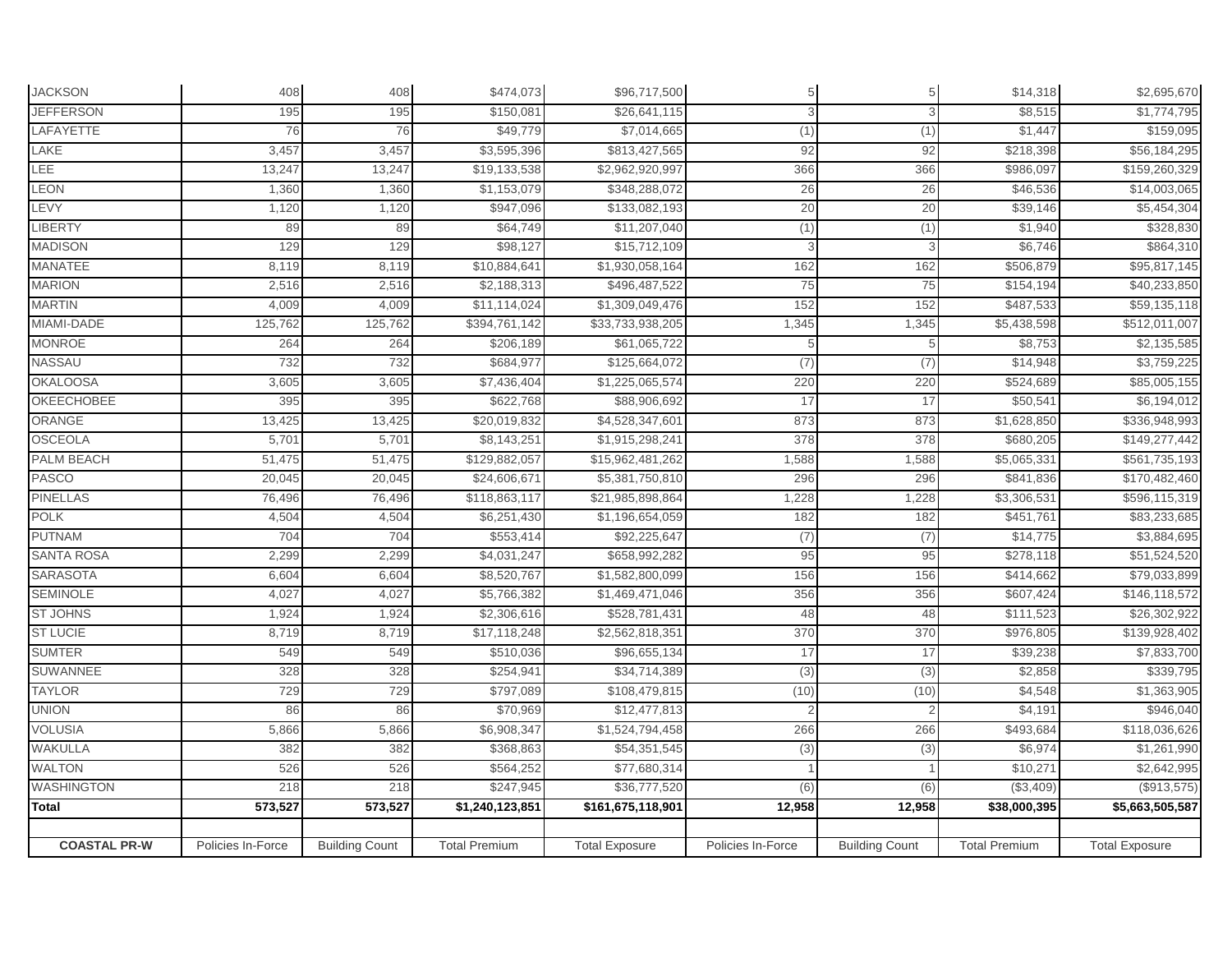| JACKSON | 408 | 408 | $474,073 | $96,717,500 | 5 | 5 | $14,318 | $2,695,670 |
|---|---|---|---|---|---|---|---|---|
| JEFFERSON | 195 | 195 | $150,081 | $26,641,115 | 3 | 3 | $8,515 | $1,774,795 |
| LAFAYETTE | 76 | 76 | $49,779 | $7,014,665 | (1) | (1) | $1,447 | $159,095 |
| LAKE | 3,457 | 3,457 | $3,595,396 | $813,427,565 | 92 | 92 | $218,398 | $56,184,295 |
| LEE | 13,247 | 13,247 | $19,133,538 | $2,962,920,997 | 366 | 366 | $986,097 | $159,260,329 |
| LEON | 1,360 | 1,360 | $1,153,079 | $348,288,072 | 26 | 26 | $46,536 | $14,003,065 |
| LEVY | 1,120 | 1,120 | $947,096 | $133,082,193 | 20 | 20 | $39,146 | $5,454,304 |
| LIBERTY | 89 | 89 | $64,749 | $11,207,040 | (1) | (1) | $1,940 | $328,830 |
| MADISON | 129 | 129 | $98,127 | $15,712,109 | 3 | 3 | $6,746 | $864,310 |
| MANATEE | 8,119 | 8,119 | $10,884,641 | $1,930,058,164 | 162 | 162 | $506,879 | $95,817,145 |
| MARION | 2,516 | 2,516 | $2,188,313 | $496,487,522 | 75 | 75 | $154,194 | $40,233,850 |
| MARTIN | 4,009 | 4,009 | $11,114,024 | $1,309,049,476 | 152 | 152 | $487,533 | $59,135,118 |
| MIAMI-DADE | 125,762 | 125,762 | $394,761,142 | $33,733,938,205 | 1,345 | 1,345 | $5,438,598 | $512,011,007 |
| MONROE | 264 | 264 | $206,189 | $61,065,722 | 5 | 5 | $8,753 | $2,135,585 |
| NASSAU | 732 | 732 | $684,977 | $125,664,072 | (7) | (7) | $14,948 | $3,759,225 |
| OKALOOSA | 3,605 | 3,605 | $7,436,404 | $1,225,065,574 | 220 | 220 | $524,689 | $85,005,155 |
| OKEECHOBEE | 395 | 395 | $622,768 | $88,906,692 | 17 | 17 | $50,541 | $6,194,012 |
| ORANGE | 13,425 | 13,425 | $20,019,832 | $4,528,347,601 | 873 | 873 | $1,628,850 | $336,948,993 |
| OSCEOLA | 5,701 | 5,701 | $8,143,251 | $1,915,298,241 | 378 | 378 | $680,205 | $149,277,442 |
| PALM BEACH | 51,475 | 51,475 | $129,882,057 | $15,962,481,262 | 1,588 | 1,588 | $5,065,331 | $561,735,193 |
| PASCO | 20,045 | 20,045 | $24,606,671 | $5,381,750,810 | 296 | 296 | $841,836 | $170,482,460 |
| PINELLAS | 76,496 | 76,496 | $118,863,117 | $21,985,898,864 | 1,228 | 1,228 | $3,306,531 | $596,115,319 |
| POLK | 4,504 | 4,504 | $6,251,430 | $1,196,654,059 | 182 | 182 | $451,761 | $83,233,685 |
| PUTNAM | 704 | 704 | $553,414 | $92,225,647 | (7) | (7) | $14,775 | $3,884,695 |
| SANTA ROSA | 2,299 | 2,299 | $4,031,247 | $658,992,282 | 95 | 95 | $278,118 | $51,524,520 |
| SARASOTA | 6,604 | 6,604 | $8,520,767 | $1,582,800,099 | 156 | 156 | $414,662 | $79,033,899 |
| SEMINOLE | 4,027 | 4,027 | $5,766,382 | $1,469,471,046 | 356 | 356 | $607,424 | $146,118,572 |
| ST JOHNS | 1,924 | 1,924 | $2,306,616 | $528,781,431 | 48 | 48 | $111,523 | $26,302,922 |
| ST LUCIE | 8,719 | 8,719 | $17,118,248 | $2,562,818,351 | 370 | 370 | $976,805 | $139,928,402 |
| SUMTER | 549 | 549 | $510,036 | $96,655,134 | 17 | 17 | $39,238 | $7,833,700 |
| SUWANNEE | 328 | 328 | $254,941 | $34,714,389 | (3) | (3) | $2,858 | $339,795 |
| TAYLOR | 729 | 729 | $797,089 | $108,479,815 | (10) | (10) | $4,548 | $1,363,905 |
| UNION | 86 | 86 | $70,969 | $12,477,813 | 2 | 2 | $4,191 | $946,040 |
| VOLUSIA | 5,866 | 5,866 | $6,908,347 | $1,524,794,458 | 266 | 266 | $493,684 | $118,036,626 |
| WAKULLA | 382 | 382 | $368,863 | $54,351,545 | (3) | (3) | $6,974 | $1,261,990 |
| WALTON | 526 | 526 | $564,252 | $77,680,314 | 1 | 1 | $10,271 | $2,642,995 |
| WASHINGTON | 218 | 218 | $247,945 | $36,777,520 | (6) | (6) | ($3,409) | ($913,575) |
| **Total** | **573,527** | **573,527** | **$1,240,123,851** | **$161,675,118,901** | **12,958** | **12,958** | **$38,000,395** | **$5,663,505,587** |
| | | | | | | | | |
| **COASTAL PR-W** | Policies In-Force | Building Count | Total Premium | Total Exposure | Policies In-Force | Building Count | Total Premium | Total Exposure |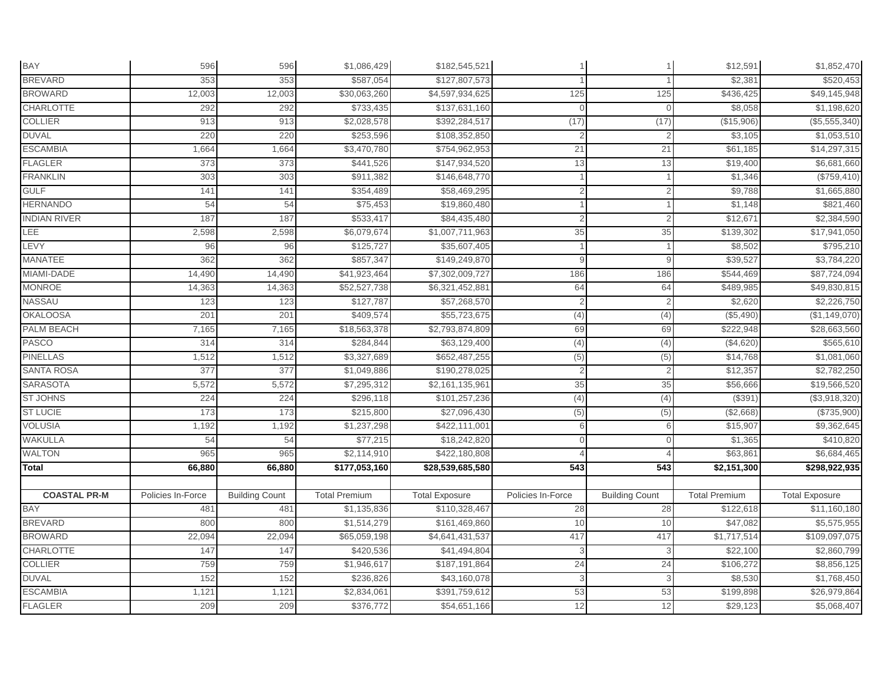| | | | | | | | | |
|---|---|---|---|---|---|---|---|---|
| BAY | 596 | 596 | $1,086,429 | $182,545,521 | 1 | 1 | $12,591 | $1,852,470 |
| BREVARD | 353 | 353 | $587,054 | $127,807,573 | 1 | 1 | $2,381 | $520,453 |
| BROWARD | 12,003 | 12,003 | $30,063,260 | $4,597,934,625 | 125 | 125 | $436,425 | $49,145,948 |
| CHARLOTTE | 292 | 292 | $733,435 | $137,631,160 | 0 | 0 | $8,058 | $1,198,620 |
| COLLIER | 913 | 913 | $2,028,578 | $392,284,517 | (17) | (17) | ($15,906) | ($5,555,340) |
| DUVAL | 220 | 220 | $253,596 | $108,352,850 | 2 | 2 | $3,105 | $1,053,510 |
| ESCAMBIA | 1,664 | 1,664 | $3,470,780 | $754,962,953 | 21 | 21 | $61,185 | $14,297,315 |
| FLAGLER | 373 | 373 | $441,526 | $147,934,520 | 13 | 13 | $19,400 | $6,681,660 |
| FRANKLIN | 303 | 303 | $911,382 | $146,648,770 | 1 | 1 | $1,346 | ($759,410) |
| GULF | 141 | 141 | $354,489 | $58,469,295 | 2 | 2 | $9,788 | $1,665,880 |
| HERNANDO | 54 | 54 | $75,453 | $19,860,480 | 1 | 1 | $1,148 | $821,460 |
| INDIAN RIVER | 187 | 187 | $533,417 | $84,435,480 | 2 | 2 | $12,671 | $2,384,590 |
| LEE | 2,598 | 2,598 | $6,079,674 | $1,007,711,963 | 35 | 35 | $139,302 | $17,941,050 |
| LEVY | 96 | 96 | $125,727 | $35,607,405 | 1 | 1 | $8,502 | $795,210 |
| MANATEE | 362 | 362 | $857,347 | $149,249,870 | 9 | 9 | $39,527 | $3,784,220 |
| MIAMI-DADE | 14,490 | 14,490 | $41,923,464 | $7,302,009,727 | 186 | 186 | $544,469 | $87,724,094 |
| MONROE | 14,363 | 14,363 | $52,527,738 | $6,321,452,881 | 64 | 64 | $489,985 | $49,830,815 |
| NASSAU | 123 | 123 | $127,787 | $57,268,570 | 2 | 2 | $2,620 | $2,226,750 |
| OKALOOSA | 201 | 201 | $409,574 | $55,723,675 | (4) | (4) | ($5,490) | ($1,149,070) |
| PALM BEACH | 7,165 | 7,165 | $18,563,378 | $2,793,874,809 | 69 | 69 | $222,948 | $28,663,560 |
| PASCO | 314 | 314 | $284,844 | $63,129,400 | (4) | (4) | ($4,620) | $565,610 |
| PINELLAS | 1,512 | 1,512 | $3,327,689 | $652,487,255 | (5) | (5) | $14,768 | $1,081,060 |
| SANTA ROSA | 377 | 377 | $1,049,886 | $190,278,025 | 2 | 2 | $12,357 | $2,782,250 |
| SARASOTA | 5,572 | 5,572 | $7,295,312 | $2,161,135,961 | 35 | 35 | $56,666 | $19,566,520 |
| ST JOHNS | 224 | 224 | $296,118 | $101,257,236 | (4) | (4) | ($391) | ($3,918,320) |
| ST LUCIE | 173 | 173 | $215,800 | $27,096,430 | (5) | (5) | ($2,668) | ($735,900) |
| VOLUSIA | 1,192 | 1,192 | $1,237,298 | $422,111,001 | 6 | 6 | $15,907 | $9,362,645 |
| WAKULLA | 54 | 54 | $77,215 | $18,242,820 | 0 | 0 | $1,365 | $410,820 |
| WALTON | 965 | 965 | $2,114,910 | $422,180,808 | 4 | 4 | $63,861 | $6,684,465 |
| **Total** | **66,880** | **66,880** | **$177,053,160** | **$28,539,685,580** | **543** | **543** | **$2,151,300** | **$298,922,935** |

| **COASTAL PR-M** | Policies In-Force | Building Count | Total Premium | Total Exposure | Policies In-Force | Building Count | Total Premium | Total Exposure |
|---|---|---|---|---|---|---|---|---|
| BAY | 481 | 481 | $1,135,836 | $110,328,467 | 28 | 28 | $122,618 | $11,160,180 |
| BREVARD | 800 | 800 | $1,514,279 | $161,469,860 | 10 | 10 | $47,082 | $5,575,955 |
| BROWARD | 22,094 | 22,094 | $65,059,198 | $4,641,431,537 | 417 | 417 | $1,717,514 | $109,097,075 |
| CHARLOTTE | 147 | 147 | $420,536 | $41,494,804 | 3 | 3 | $22,100 | $2,860,799 |
| COLLIER | 759 | 759 | $1,946,617 | $187,191,864 | 24 | 24 | $106,272 | $8,856,125 |
| DUVAL | 152 | 152 | $236,826 | $43,160,078 | 3 | 3 | $8,530 | $1,768,450 |
| ESCAMBIA | 1,121 | 1,121 | $2,834,061 | $391,759,612 | 53 | 53 | $199,898 | $26,979,864 |
| FLAGLER | 209 | 209 | $376,772 | $54,651,166 | 12 | 12 | $29,123 | $5,068,407 |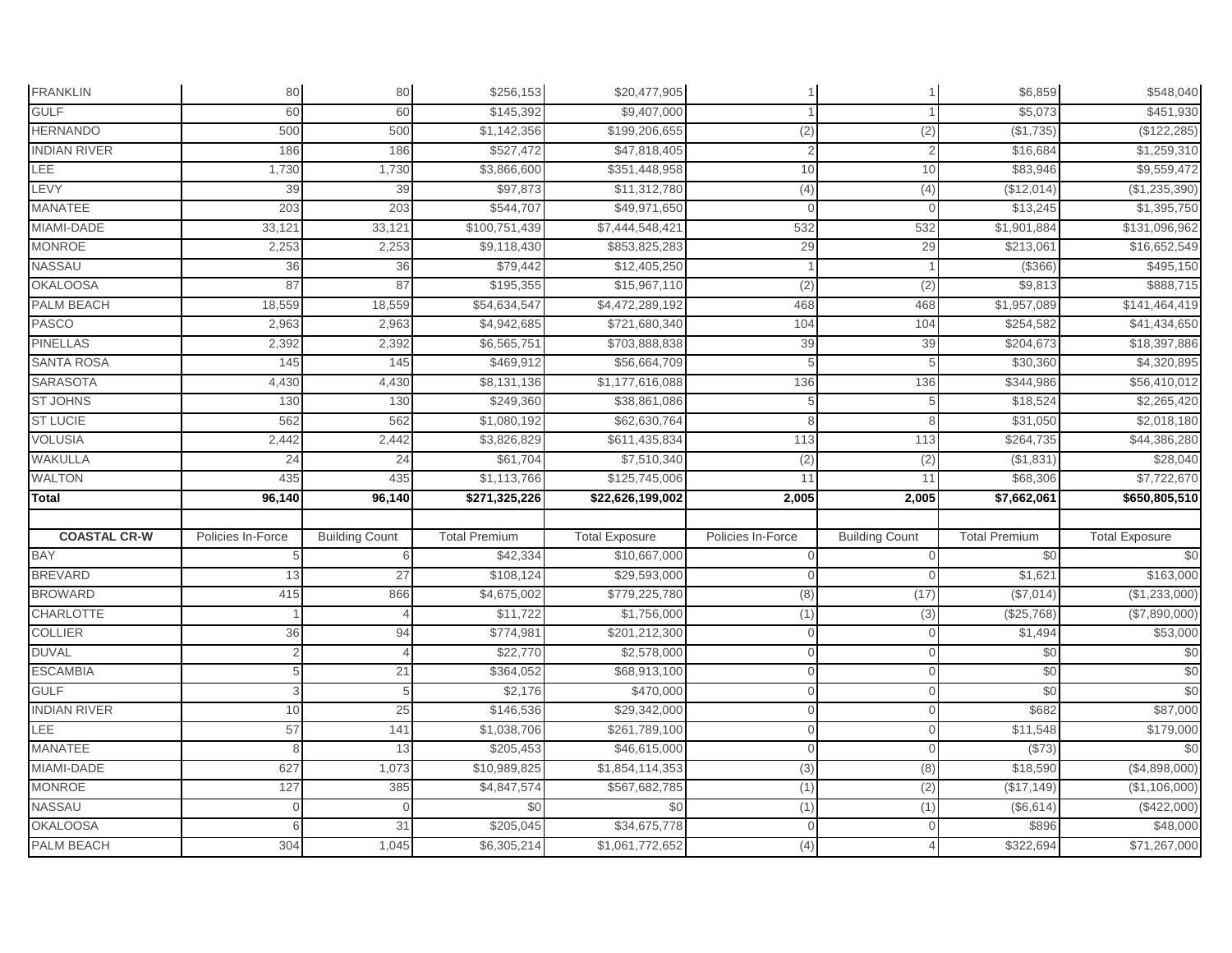| | | | | | | | | |
|---|---|---|---|---|---|---|---|---|
| FRANKLIN | 80 | 80 | $256,153 | $20,477,905 | 1 | 1 | $6,859 | $548,040 |
| GULF | 60 | 60 | $145,392 | $9,407,000 | 1 | 1 | $5,073 | $451,930 |
| HERNANDO | 500 | 500 | $1,142,356 | $199,206,655 | (2) | (2) | ($1,735) | ($122,285) |
| INDIAN RIVER | 186 | 186 | $527,472 | $47,818,405 | 2 | 2 | $16,684 | $1,259,310 |
| LEE | 1,730 | 1,730 | $3,866,600 | $351,448,958 | 10 | 10 | $83,946 | $9,559,472 |
| LEVY | 39 | 39 | $97,873 | $11,312,780 | (4) | (4) | ($12,014) | ($1,235,390) |
| MANATEE | 203 | 203 | $544,707 | $49,971,650 | 0 | 0 | $13,245 | $1,395,750 |
| MIAMI-DADE | 33,121 | 33,121 | $100,751,439 | $7,444,548,421 | 532 | 532 | $1,901,884 | $131,096,962 |
| MONROE | 2,253 | 2,253 | $9,118,430 | $853,825,283 | 29 | 29 | $213,061 | $16,652,549 |
| NASSAU | 36 | 36 | $79,442 | $12,405,250 | 1 | 1 | ($366) | $495,150 |
| OKALOOSA | 87 | 87 | $195,355 | $15,967,110 | (2) | (2) | $9,813 | $888,715 |
| PALM BEACH | 18,559 | 18,559 | $54,634,547 | $4,472,289,192 | 468 | 468 | $1,957,089 | $141,464,419 |
| PASCO | 2,963 | 2,963 | $4,942,685 | $721,680,340 | 104 | 104 | $254,582 | $41,434,650 |
| PINELLAS | 2,392 | 2,392 | $6,565,751 | $703,888,838 | 39 | 39 | $204,673 | $18,397,886 |
| SANTA ROSA | 145 | 145 | $469,912 | $56,664,709 | 5 | 5 | $30,360 | $4,320,895 |
| SARASOTA | 4,430 | 4,430 | $8,131,136 | $1,177,616,088 | 136 | 136 | $344,986 | $56,410,012 |
| ST JOHNS | 130 | 130 | $249,360 | $38,861,086 | 5 | 5 | $18,524 | $2,265,420 |
| ST LUCIE | 562 | 562 | $1,080,192 | $62,630,764 | 8 | 8 | $31,050 | $2,018,180 |
| VOLUSIA | 2,442 | 2,442 | $3,826,829 | $611,435,834 | 113 | 113 | $264,735 | $44,386,280 |
| WAKULLA | 24 | 24 | $61,704 | $7,510,340 | (2) | (2) | ($1,831) | $28,040 |
| WALTON | 435 | 435 | $1,113,766 | $125,745,006 | 11 | 11 | $68,306 | $7,722,670 |
| **Total** | **96,140** | **96,140** | **$271,325,226** | **$22,626,199,002** | **2,005** | **2,005** | **$7,662,061** | **$650,805,510** |

| **COASTAL CR-W** | Policies In-Force | Building Count | Total Premium | Total Exposure | Policies In-Force | Building Count | Total Premium | Total Exposure |
|---|---|---|---|---|---|---|---|---|
| BAY | 5 | 6 | $42,334 | $10,667,000 | 0 | 0 | $0 | $0 |
| BREVARD | 13 | 27 | $108,124 | $29,593,000 | 0 | 0 | $1,621 | $163,000 |
| BROWARD | 415 | 866 | $4,675,002 | $779,225,780 | (8) | (17) | ($7,014) | ($1,233,000) |
| CHARLOTTE | 1 | 4 | $11,722 | $1,756,000 | (1) | (3) | ($25,768) | ($7,890,000) |
| COLLIER | 36 | 94 | $774,981 | $201,212,300 | 0 | 0 | $1,494 | $53,000 |
| DUVAL | 2 | 4 | $22,770 | $2,578,000 | 0 | 0 | $0 | $0 |
| ESCAMBIA | 5 | 21 | $364,052 | $68,913,100 | 0 | 0 | $0 | $0 |
| GULF | 3 | 5 | $2,176 | $470,000 | 0 | 0 | $0 | $0 |
| INDIAN RIVER | 10 | 25 | $146,536 | $29,342,000 | 0 | 0 | $682 | $87,000 |
| LEE | 57 | 141 | $1,038,706 | $261,789,100 | 0 | 0 | $11,548 | $179,000 |
| MANATEE | 8 | 13 | $205,453 | $46,615,000 | 0 | 0 | ($73) | $0 |
| MIAMI-DADE | 627 | 1,073 | $10,989,825 | $1,854,114,353 | (3) | (8) | $18,590 | ($4,898,000) |
| MONROE | 127 | 385 | $4,847,574 | $567,682,785 | (1) | (2) | ($17,149) | ($1,106,000) |
| NASSAU | 0 | 0 | $0 | $0 | (1) | (1) | ($6,614) | ($422,000) |
| OKALOOSA | 6 | 31 | $205,045 | $34,675,778 | 0 | 0 | $896 | $48,000 |
| PALM BEACH | 304 | 1,045 | $6,305,214 | $1,061,772,652 | (4) | 4 | $322,694 | $71,267,000 |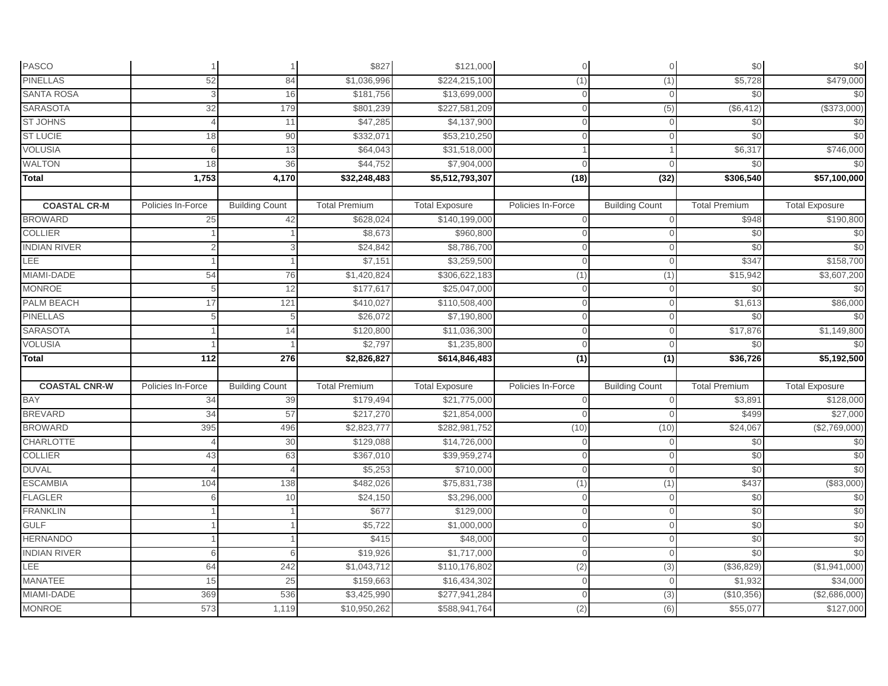| PASCO | 1 | 1 | $827 | $121,000 | 0 | 0 | $0 | $0 |
|---|---|---|---|---|---|---|---|---|
| PINELLAS | 52 | 84 | $1,036,996 | $224,215,100 | (1) | (1) | $5,728 | $479,000 |
| SANTA ROSA | 3 | 16 | $181,756 | $13,699,000 | 0 | 0 | $0 | $0 |
| SARASOTA | 32 | 179 | $801,239 | $227,581,209 | 0 | (5) | ($6,412) | ($373,000) |
| ST JOHNS | 4 | 11 | $47,285 | $4,137,900 | 0 | 0 | $0 | $0 |
| ST LUCIE | 18 | 90 | $332,071 | $53,210,250 | 0 | 0 | $0 | $0 |
| VOLUSIA | 6 | 13 | $64,043 | $31,518,000 | 1 | 1 | $6,317 | $746,000 |
| WALTON | 18 | 36 | $44,752 | $7,904,000 | 0 | 0 | $0 | $0 |
| **Total** | **1,753** | **4,170** | **$32,248,483** | **$5,512,793,307** | **(18)** | **(32)** | **$306,540** | **$57,100,000** |

| **COASTAL CR-M** | Policies In-Force | Building Count | Total Premium | Total Exposure | Policies In-Force | Building Count | Total Premium | Total Exposure |
|---|---|---|---|---|---|---|---|---|
| BROWARD | 25 | 42 | $628,024 | $140,199,000 | 0 | 0 | $948 | $190,800 |
| COLLIER | 1 | 1 | $8,673 | $960,800 | 0 | 0 | $0 | $0 |
| INDIAN RIVER | 2 | 3 | $24,842 | $8,786,700 | 0 | 0 | $0 | $0 |
| LEE | 1 | 1 | $7,151 | $3,259,500 | 0 | 0 | $347 | $158,700 |
| MIAMI-DADE | 54 | 76 | $1,420,824 | $306,622,183 | (1) | (1) | $15,942 | $3,607,200 |
| MONROE | 5 | 12 | $177,617 | $25,047,000 | 0 | 0 | $0 | $0 |
| PALM BEACH | 17 | 121 | $410,027 | $110,508,400 | 0 | 0 | $1,613 | $86,000 |
| PINELLAS | 5 | 5 | $26,072 | $7,190,800 | 0 | 0 | $0 | $0 |
| SARASOTA | 1 | 14 | $120,800 | $11,036,300 | 0 | 0 | $17,876 | $1,149,800 |
| VOLUSIA | 1 | 1 | $2,797 | $1,235,800 | 0 | 0 | $0 | $0 |
| **Total** | **112** | **276** | **$2,826,827** | **$614,846,483** | **(1)** | **(1)** | **$36,726** | **$5,192,500** |

| **COASTAL CNR-W** | Policies In-Force | Building Count | Total Premium | Total Exposure | Policies In-Force | Building Count | Total Premium | Total Exposure |
|---|---|---|---|---|---|---|---|---|
| BAY | 34 | 39 | $179,494 | $21,775,000 | 0 | 0 | $3,891 | $128,000 |
| BREVARD | 34 | 57 | $217,270 | $21,854,000 | 0 | 0 | $499 | $27,000 |
| BROWARD | 395 | 496 | $2,823,777 | $282,981,752 | (10) | (10) | $24,067 | ($2,769,000) |
| CHARLOTTE | 4 | 30 | $129,088 | $14,726,000 | 0 | 0 | $0 | $0 |
| COLLIER | 43 | 63 | $367,010 | $39,959,274 | 0 | 0 | $0 | $0 |
| DUVAL | 4 | 4 | $5,253 | $710,000 | 0 | 0 | $0 | $0 |
| ESCAMBIA | 104 | 138 | $482,026 | $75,831,738 | (1) | (1) | $437 | ($83,000) |
| FLAGLER | 6 | 10 | $24,150 | $3,296,000 | 0 | 0 | $0 | $0 |
| FRANKLIN | 1 | 1 | $677 | $129,000 | 0 | 0 | $0 | $0 |
| GULF | 1 | 1 | $5,722 | $1,000,000 | 0 | 0 | $0 | $0 |
| HERNANDO | 1 | 1 | $415 | $48,000 | 0 | 0 | $0 | $0 |
| INDIAN RIVER | 6 | 6 | $19,926 | $1,717,000 | 0 | 0 | $0 | $0 |
| LEE | 64 | 242 | $1,043,712 | $110,176,802 | (2) | (3) | ($36,829) | ($1,941,000) |
| MANATEE | 15 | 25 | $159,663 | $16,434,302 | 0 | 0 | $1,932 | $34,000 |
| MIAMI-DADE | 369 | 536 | $3,425,990 | $277,941,284 | 0 | (3) | ($10,356) | ($2,686,000) |
| MONROE | 573 | 1,119 | $10,950,262 | $588,941,764 | (2) | (6) | $55,077 | $127,000 |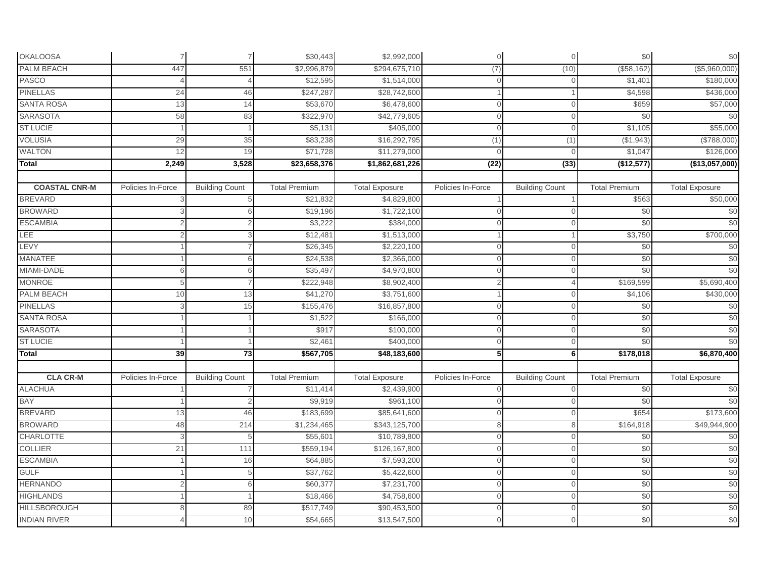| | | | | | | | | |
|---|---|---|---|---|---|---|---|---|
| OKALOOSA | 7 | 7 | $30,443 | $2,992,000 | 0 | 0 | $0 | $0 |
| PALM BEACH | 447 | 551 | $2,996,879 | $294,675,710 | (7) | (10) | ($58,162) | ($5,960,000) |
| PASCO | 4 | 4 | $12,595 | $1,514,000 | 0 | 0 | $1,401 | $180,000 |
| PINELLAS | 24 | 46 | $247,287 | $28,742,600 | 1 | 1 | $4,598 | $436,000 |
| SANTA ROSA | 13 | 14 | $53,670 | $6,478,600 | 0 | 0 | $659 | $57,000 |
| SARASOTA | 58 | 83 | $322,970 | $42,779,605 | 0 | 0 | $0 | $0 |
| ST LUCIE | 1 | 1 | $5,131 | $405,000 | 0 | 0 | $1,105 | $55,000 |
| VOLUSIA | 29 | 35 | $83,238 | $16,292,795 | (1) | (1) | ($1,943) | ($788,000) |
| WALTON | 12 | 19 | $71,728 | $11,279,000 | 0 | 0 | $1,047 | $126,000 |
| **Total** | **2,249** | **3,528** | **$23,658,376** | **$1,862,681,226** | **(22)** | **(33)** | **($12,577)** | **($13,057,000)** |

| COASTAL CNR-M | Policies In-Force | Building Count | Total Premium | Total Exposure | Policies In-Force | Building Count | Total Premium | Total Exposure |
|---|---|---|---|---|---|---|---|---|
| BREVARD | 3 | 5 | $21,832 | $4,829,800 | 1 | 1 | $563 | $50,000 |
| BROWARD | 3 | 6 | $19,196 | $1,722,100 | 0 | 0 | $0 | $0 |
| ESCAMBIA | 2 | 2 | $3,222 | $384,000 | 0 | 0 | $0 | $0 |
| LEE | 2 | 3 | $12,481 | $1,513,000 | 1 | 1 | $3,750 | $700,000 |
| LEVY | 1 | 7 | $26,345 | $2,220,100 | 0 | 0 | $0 | $0 |
| MANATEE | 1 | 6 | $24,538 | $2,366,000 | 0 | 0 | $0 | $0 |
| MIAMI-DADE | 6 | 6 | $35,497 | $4,970,800 | 0 | 0 | $0 | $0 |
| MONROE | 5 | 7 | $222,948 | $8,902,400 | 2 | 4 | $169,599 | $5,690,400 |
| PALM BEACH | 10 | 13 | $41,270 | $3,751,600 | 1 | 0 | $4,106 | $430,000 |
| PINELLAS | 3 | 15 | $155,476 | $16,857,800 | 0 | 0 | $0 | $0 |
| SANTA ROSA | 1 | 1 | $1,522 | $166,000 | 0 | 0 | $0 | $0 |
| SARASOTA | 1 | 1 | $917 | $100,000 | 0 | 0 | $0 | $0 |
| ST LUCIE | 1 | 1 | $2,461 | $400,000 | 0 | 0 | $0 | $0 |
| **Total** | **39** | **73** | **$567,705** | **$48,183,600** | **5** | **6** | **$178,018** | **$6,870,400** |

| CLA CR-M | Policies In-Force | Building Count | Total Premium | Total Exposure | Policies In-Force | Building Count | Total Premium | Total Exposure |
|---|---|---|---|---|---|---|---|---|
| ALACHUA | 1 | 7 | $11,414 | $2,439,900 | 0 | 0 | $0 | $0 |
| BAY | 1 | 2 | $9,919 | $961,100 | 0 | 0 | $0 | $0 |
| BREVARD | 13 | 46 | $183,699 | $85,641,600 | 0 | 0 | $654 | $173,600 |
| BROWARD | 48 | 214 | $1,234,465 | $343,125,700 | 8 | 8 | $164,918 | $49,944,900 |
| CHARLOTTE | 3 | 5 | $55,601 | $10,789,800 | 0 | 0 | $0 | $0 |
| COLLIER | 21 | 111 | $559,194 | $126,167,800 | 0 | 0 | $0 | $0 |
| ESCAMBIA | 1 | 16 | $64,885 | $7,593,200 | 0 | 0 | $0 | $0 |
| GULF | 1 | 5 | $37,762 | $5,422,600 | 0 | 0 | $0 | $0 |
| HERNANDO | 2 | 6 | $60,377 | $7,231,700 | 0 | 0 | $0 | $0 |
| HIGHLANDS | 1 | 1 | $18,466 | $4,758,600 | 0 | 0 | $0 | $0 |
| HILLSBOROUGH | 8 | 89 | $517,749 | $90,453,500 | 0 | 0 | $0 | $0 |
| INDIAN RIVER | 4 | 10 | $54,665 | $13,547,500 | 0 | 0 | $0 | $0 |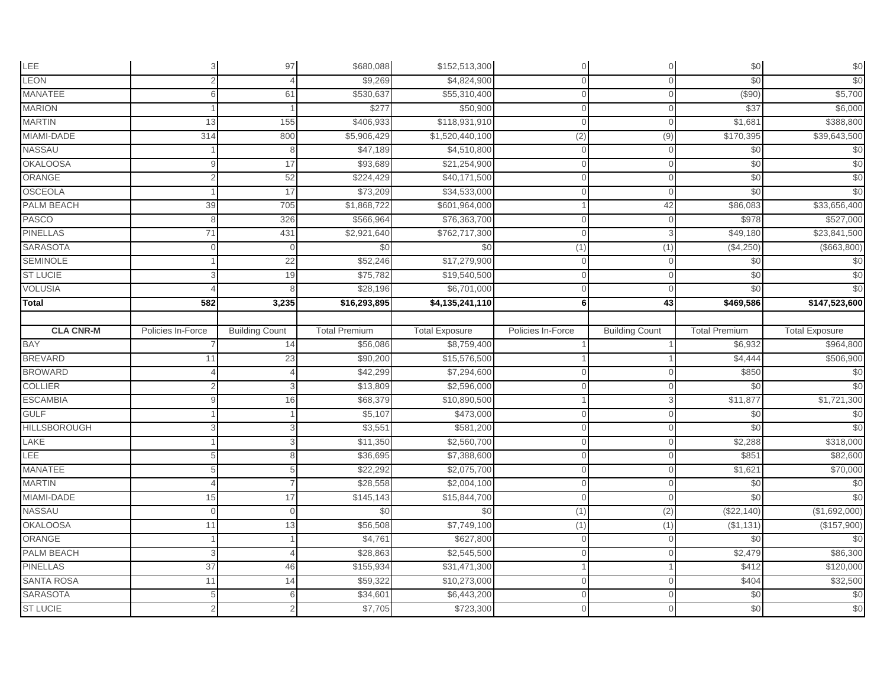| | | | | | | | | |
|---|---|---|---|---|---|---|---|---|
| LEE | 3 | 97 | $680,088 | $152,513,300 | 0 | 0 | $0 | $0 |
| LEON | 2 | 4 | $9,269 | $4,824,900 | 0 | 0 | $0 | $0 |
| MANATEE | 6 | 61 | $530,637 | $55,310,400 | 0 | 0 | ($90) | $5,700 |
| MARION | 1 | 1 | $277 | $50,900 | 0 | 0 | $37 | $6,000 |
| MARTIN | 13 | 155 | $406,933 | $118,931,910 | 0 | 0 | $1,681 | $388,800 |
| MIAMI-DADE | 314 | 800 | $5,906,429 | $1,520,440,100 | (2) | (9) | $170,395 | $39,643,500 |
| NASSAU | 1 | 8 | $47,189 | $4,510,800 | 0 | 0 | $0 | $0 |
| OKALOOSA | 9 | 17 | $93,689 | $21,254,900 | 0 | 0 | $0 | $0 |
| ORANGE | 2 | 52 | $224,429 | $40,171,500 | 0 | 0 | $0 | $0 |
| OSCEOLA | 1 | 17 | $73,209 | $34,533,000 | 0 | 0 | $0 | $0 |
| PALM BEACH | 39 | 705 | $1,868,722 | $601,964,000 | 1 | 42 | $86,083 | $33,656,400 |
| PASCO | 8 | 326 | $566,964 | $76,363,700 | 0 | 0 | $978 | $527,000 |
| PINELLAS | 71 | 431 | $2,921,640 | $762,717,300 | 0 | 3 | $49,180 | $23,841,500 |
| SARASOTA | 0 | 0 | $0 | $0 | (1) | (1) | ($4,250) | ($663,800) |
| SEMINOLE | 1 | 22 | $52,246 | $17,279,900 | 0 | 0 | $0 | $0 |
| ST LUCIE | 3 | 19 | $75,782 | $19,540,500 | 0 | 0 | $0 | $0 |
| VOLUSIA | 4 | 8 | $28,196 | $6,701,000 | 0 | 0 | $0 | $0 |
| **Total** | **582** | **3,235** | **$16,293,895** | **$4,135,241,110** | **6** | **43** | **$469,586** | **$147,523,600** |

| CLA CNR-M | Policies In-Force | Building Count | Total Premium | Total Exposure | Policies In-Force | Building Count | Total Premium | Total Exposure |
|---|---|---|---|---|---|---|---|---|
| BAY | 7 | 14 | $56,086 | $8,759,400 | 1 | 1 | $6,932 | $964,800 |
| BREVARD | 11 | 23 | $90,200 | $15,576,500 | 1 | 1 | $4,444 | $506,900 |
| BROWARD | 4 | 4 | $42,299 | $7,294,600 | 0 | 0 | $850 | $0 |
| COLLIER | 2 | 3 | $13,809 | $2,596,000 | 0 | 0 | $0 | $0 |
| ESCAMBIA | 9 | 16 | $68,379 | $10,890,500 | 1 | 3 | $11,877 | $1,721,300 |
| GULF | 1 | 1 | $5,107 | $473,000 | 0 | 0 | $0 | $0 |
| HILLSBOROUGH | 3 | 3 | $3,551 | $581,200 | 0 | 0 | $0 | $0 |
| LAKE | 1 | 3 | $11,350 | $2,560,700 | 0 | 0 | $2,288 | $318,000 |
| LEE | 5 | 8 | $36,695 | $7,388,600 | 0 | 0 | $851 | $82,600 |
| MANATEE | 5 | 5 | $22,292 | $2,075,700 | 0 | 0 | $1,621 | $70,000 |
| MARTIN | 4 | 7 | $28,558 | $2,004,100 | 0 | 0 | $0 | $0 |
| MIAMI-DADE | 15 | 17 | $145,143 | $15,844,700 | 0 | 0 | $0 | $0 |
| NASSAU | 0 | 0 | $0 | $0 | (1) | (2) | ($22,140) | ($1,692,000) |
| OKALOOSA | 11 | 13 | $56,508 | $7,749,100 | (1) | (1) | ($1,131) | ($157,900) |
| ORANGE | 1 | 1 | $4,761 | $627,800 | 0 | 0 | $0 | $0 |
| PALM BEACH | 3 | 4 | $28,863 | $2,545,500 | 0 | 0 | $2,479 | $86,300 |
| PINELLAS | 37 | 46 | $155,934 | $31,471,300 | 1 | 1 | $412 | $120,000 |
| SANTA ROSA | 11 | 14 | $59,322 | $10,273,000 | 0 | 0 | $404 | $32,500 |
| SARASOTA | 5 | 6 | $34,601 | $6,443,200 | 0 | 0 | $0 | $0 |
| ST LUCIE | 2 | 2 | $7,705 | $723,300 | 0 | 0 | $0 | $0 |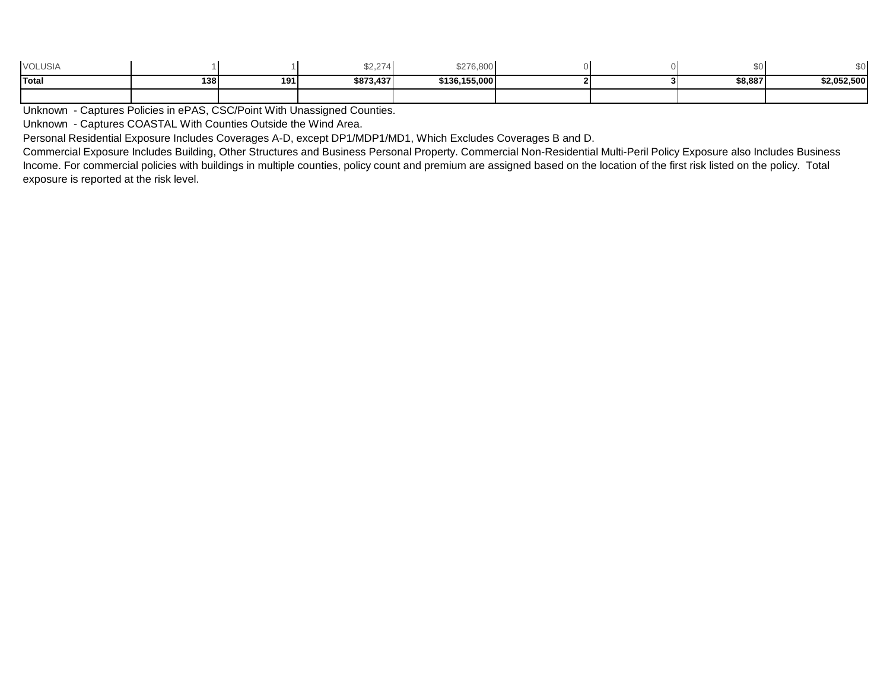| | | | | | | | | |
|---|---|---|---|---|---|---|---|---|
| VOLUSIA | 1 | 1 | $2,274 | $276,800 | 0 | 0 | $0 | $0 |
| **Total** | **138** | **191** | **$873,437** | **$136,155,000** | **2** | **3** | **$8,887** | **$2,052,500** |
| | | | | | | | | |

Unknown - Captures Policies in ePAS, CSC/Point With Unassigned Counties.

Unknown - Captures COASTAL With Counties Outside the Wind Area.

Personal Residential Exposure Includes Coverages A-D, except DP1/MDP1/MD1, Which Excludes Coverages B and D.

Commercial Exposure Includes Building, Other Structures and Business Personal Property. Commercial Non-Residential Multi-Peril Policy Exposure also Includes Business Income. For commercial policies with buildings in multiple counties, policy count and premium are assigned based on the location of the first risk listed on the policy. Total exposure is reported at the risk level.